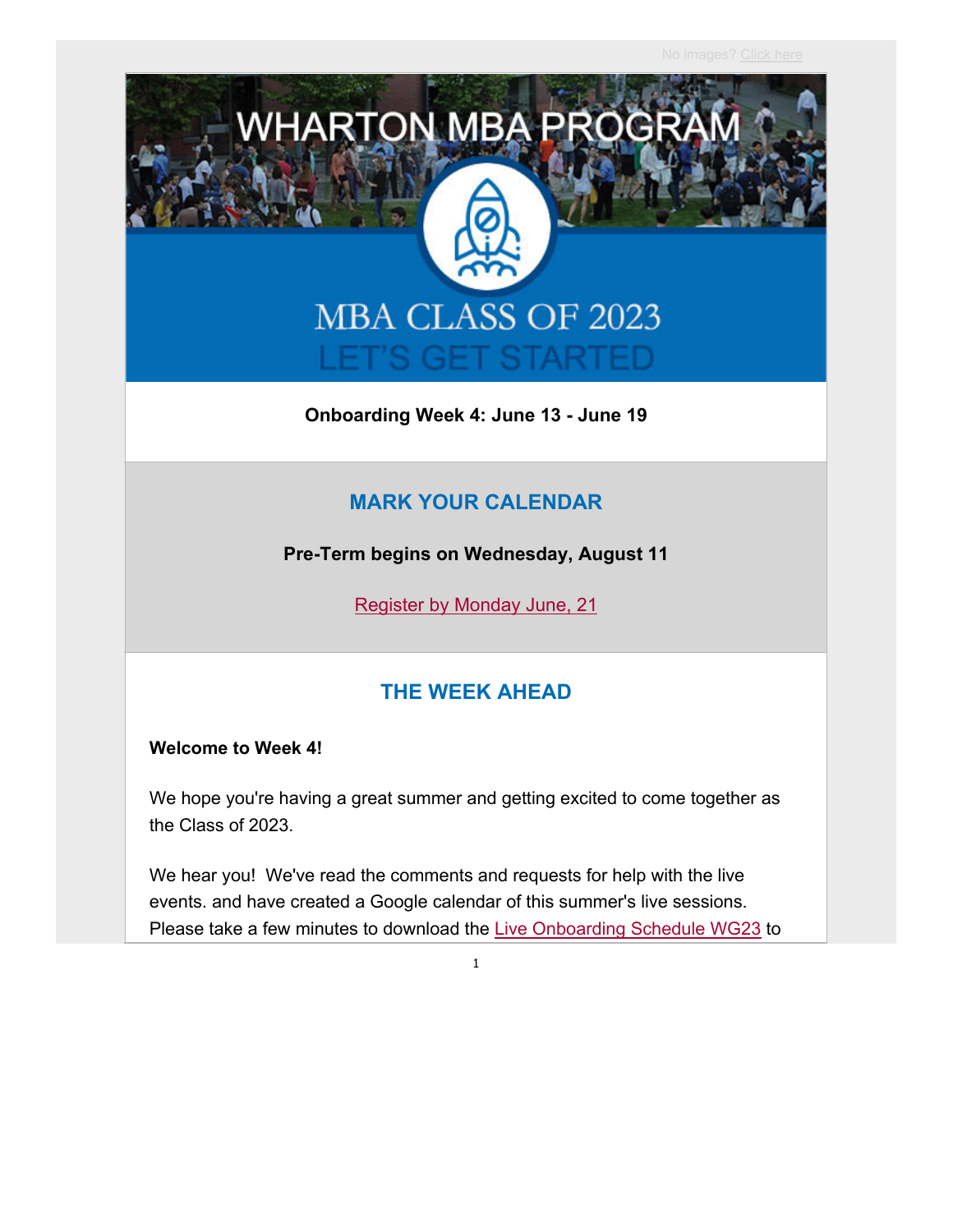No images? Click here

WHARTON MBA PROGRAM

MBA CLASS OF 2023

LET'S GET STARTED

**Onboarding Week 4: June 13 - June 19**

## MARK YOUR CALENDAR

**Pre-Term begins on Wednesday, August 11**

Register by Monday June, 21

## THE WEEK AHEAD

**Welcome to Week 4!**

We hope you're having a great summer and getting excited to come together as the Class of 2023.

We hear you! We've read the comments and requests for help with the live events. and have created a Google calendar of this summer's live sessions. Please take a few minutes to download the Live Onboarding Schedule WG23 to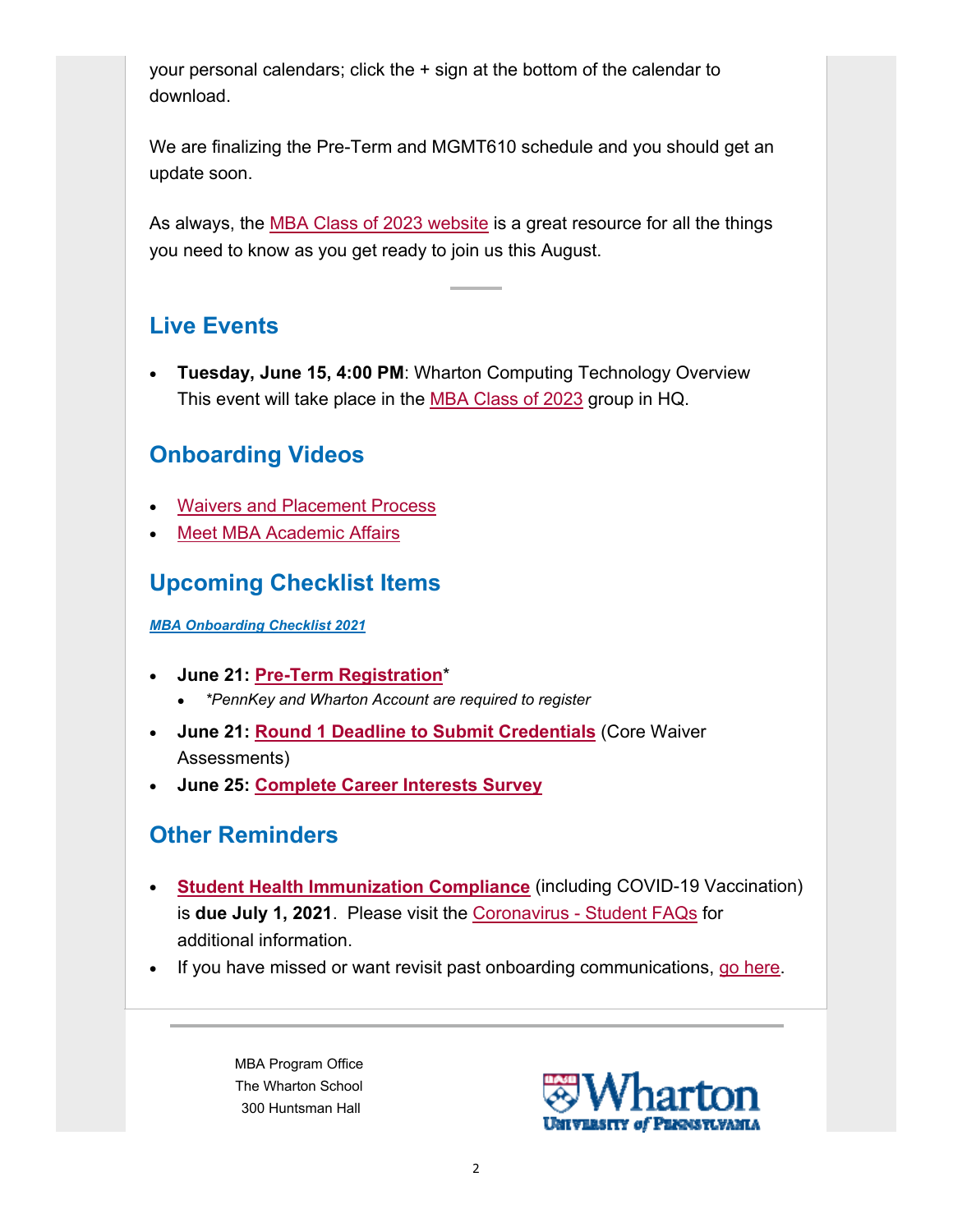your personal calendars; click the + sign at the bottom of the calendar to download.

We are finalizing the Pre-Term and MGMT610 schedule and you should get an update soon.

As always, the MBA Class of 2023 website is a great resource for all the things you need to know as you get ready to join us this August.

## Live Events

- **Tuesday, June 15, 4:00 PM**: Wharton Computing Technology Overview
  This event will take place in the MBA Class of 2023 group in HQ.

## Onboarding Videos

- Waivers and Placement Process
- Meet MBA Academic Affairs

## Upcoming Checklist Items

***MBA Onboarding Checklist 2021***

- **June 21: Pre-Term Registration***
  - *\*PennKey and Wharton Account are required to register*
- **June 21: Round 1 Deadline to Submit Credentials** (Core Waiver Assessments)
- **June 25: Complete Career Interests Survey**

## Other Reminders

- **Student Health Immunization Compliance** (including COVID-19 Vaccination) is **due July 1, 2021**. Please visit the Coronavirus - Student FAQs for additional information.
- If you have missed or want revisit past onboarding communications, go here.

MBA Program Office
The Wharton School
300 Huntsman Hall

Wharton
University of Pennsylvania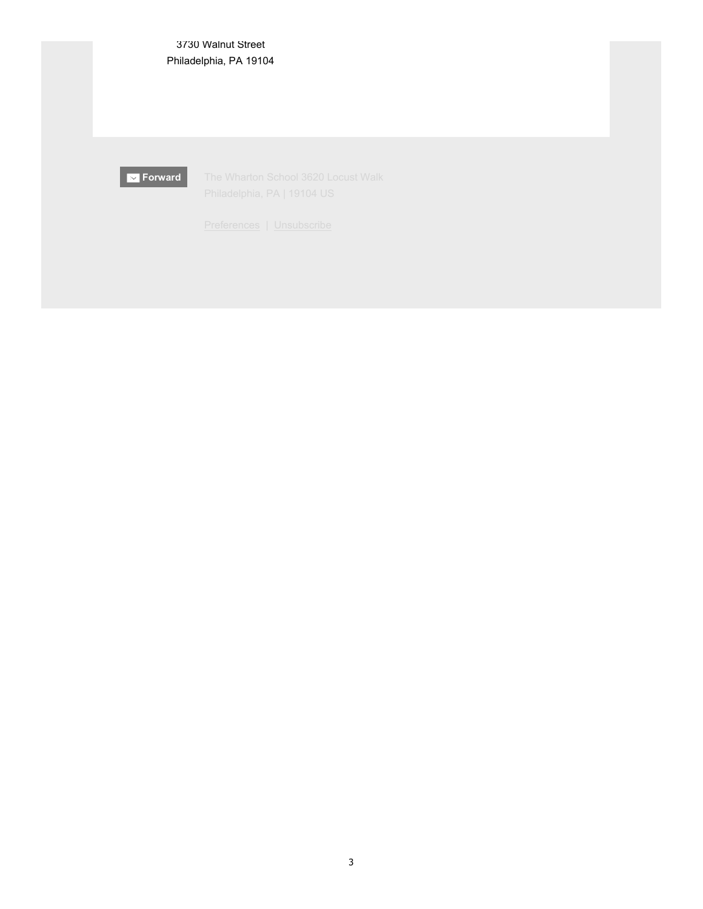3730 Walnut Street
Philadelphia, PA 19104

Forward

The Wharton School 3620 Locust Walk
Philadelphia, PA | 19104 US

Preferences | Unsubscribe